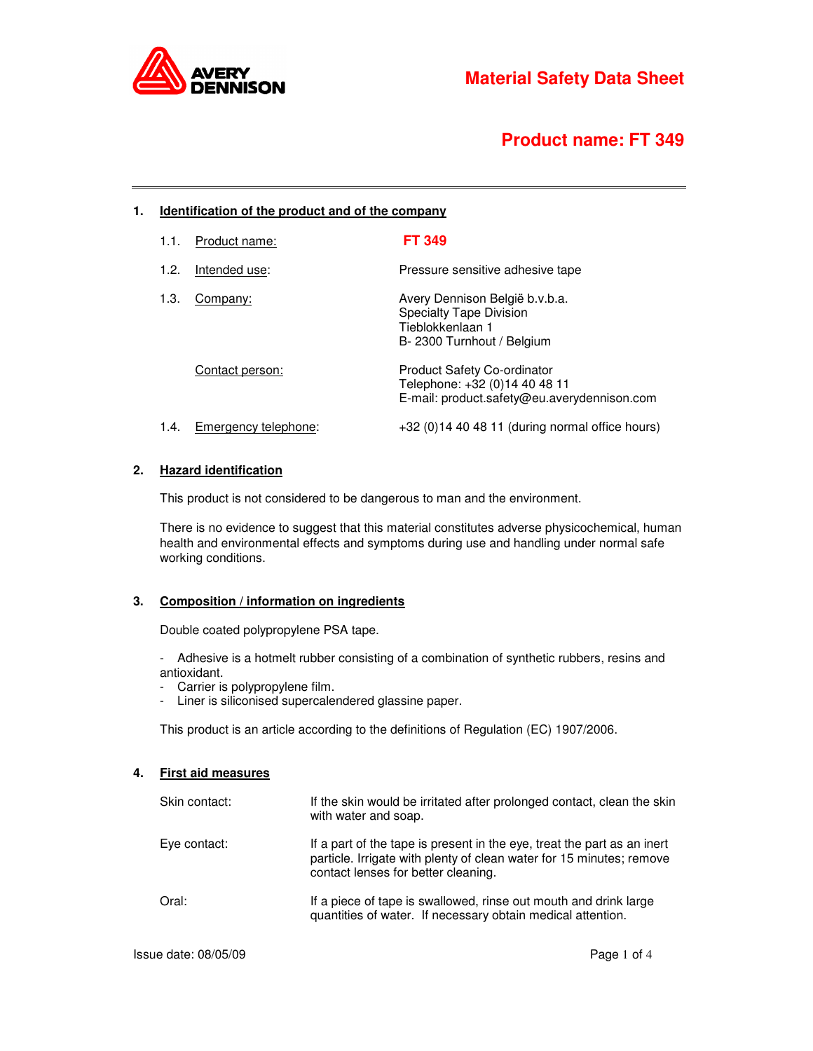# Material Safety Data Sheet

## Product name: FT 349

---

### 1. Identification of the product and of the company

| | | |
|---|---|---|
| 1.1. | Product name: | **FT 349** |
| 1.2. | Intended use: | Pressure sensitive adhesive tape |
| 1.3. | Company: | Avery Dennison België b.v.b.a.<br>Specialty Tape Division<br>Tieblokkenlaan 1<br>B- 2300 Turnhout / Belgium |
| | Contact person: | Product Safety Co-ordinator<br>Telephone: +32 (0)14 40 48 11<br>E-mail: product.safety@eu.averydennison.com |
| 1.4. | Emergency telephone: | +32 (0)14 40 48 11 (during normal office hours) |

### 2. Hazard identification

This product is not considered to be dangerous to man and the environment.

There is no evidence to suggest that this material constitutes adverse physicochemical, human health and environmental effects and symptoms during use and handling under normal safe working conditions.

### 3. Composition / information on ingredients

Double coated polypropylene PSA tape.

- Adhesive is a hotmelt rubber consisting of a combination of synthetic rubbers, resins and antioxidant.
- Carrier is polypropylene film.
- Liner is siliconised supercalendered glassine paper.

This product is an article according to the definitions of Regulation (EC) 1907/2006.

### 4. First aid measures

| | |
|---|---|
| Skin contact: | If the skin would be irritated after prolonged contact, clean the skin with water and soap. |
| Eye contact: | If a part of the tape is present in the eye, treat the part as an inert particle. Irrigate with plenty of clean water for 15 minutes; remove contact lenses for better cleaning. |
| Oral: | If a piece of tape is swallowed, rinse out mouth and drink large quantities of water. If necessary obtain medical attention. |

Issue date: 08/05/09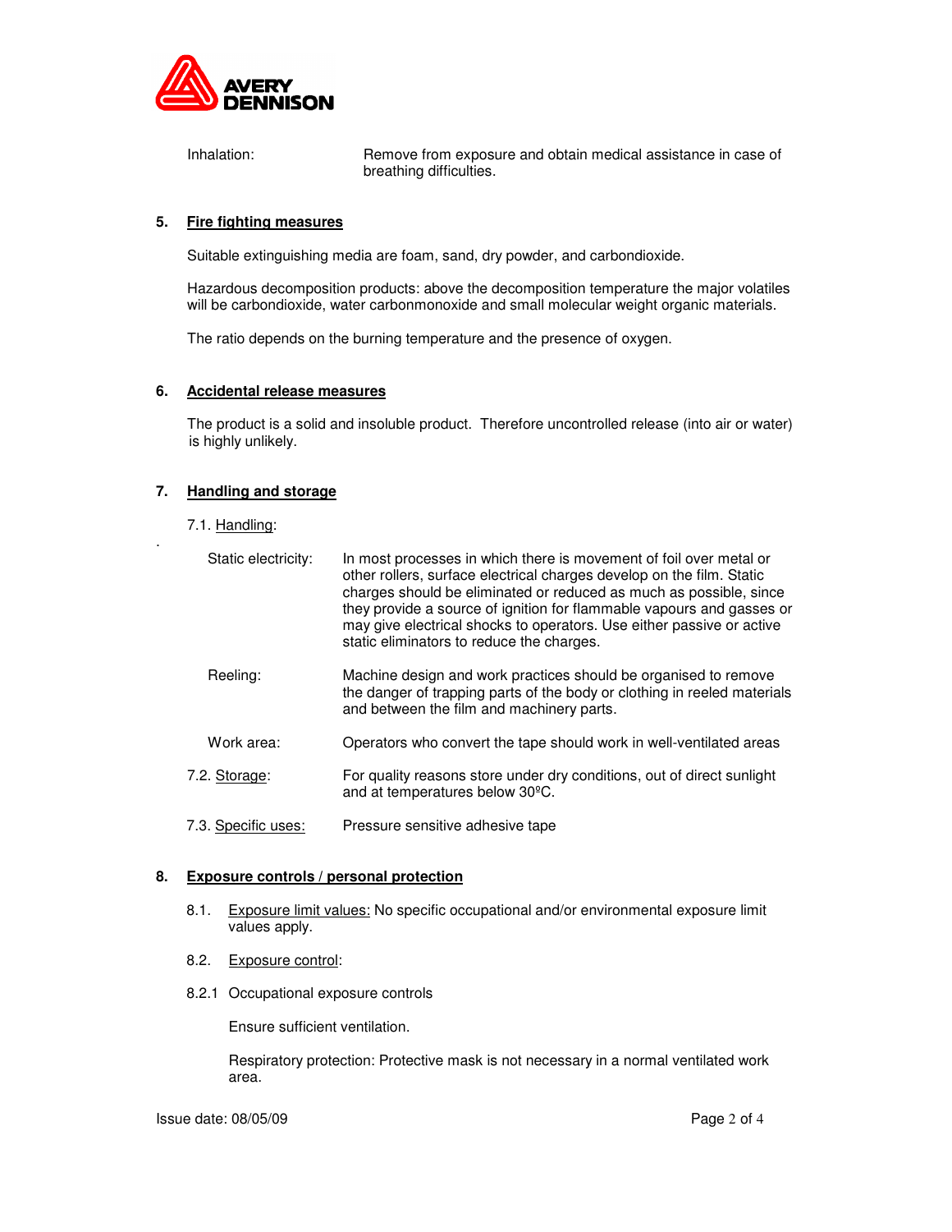Inhalation: Remove from exposure and obtain medical assistance in case of breathing difficulties.

## 5. Fire fighting measures

Suitable extinguishing media are foam, sand, dry powder, and carbondioxide.

Hazardous decomposition products: above the decomposition temperature the major volatiles will be carbondioxide, water carbonmonoxide and small molecular weight organic materials.

The ratio depends on the burning temperature and the presence of oxygen.

## 6. Accidental release measures

The product is a solid and insoluble product. Therefore uncontrolled release (into air or water) is highly unlikely.

## 7. Handling and storage

7.1. Handling:

Static electricity: In most processes in which there is movement of foil over metal or other rollers, surface electrical charges develop on the film. Static charges should be eliminated or reduced as much as possible, since they provide a source of ignition for flammable vapours and gasses or may give electrical shocks to operators. Use either passive or active static eliminators to reduce the charges.

Reeling: Machine design and work practices should be organised to remove the danger of trapping parts of the body or clothing in reeled materials and between the film and machinery parts.

Work area: Operators who convert the tape should work in well-ventilated areas

7.2. Storage: For quality reasons store under dry conditions, out of direct sunlight and at temperatures below 30ºC.

7.3. Specific uses: Pressure sensitive adhesive tape

## 8. Exposure controls / personal protection

8.1. Exposure limit values: No specific occupational and/or environmental exposure limit values apply.

8.2. Exposure control:

8.2.1 Occupational exposure controls

Ensure sufficient ventilation.

Respiratory protection: Protective mask is not necessary in a normal ventilated work area.

Issue date: 08/05/09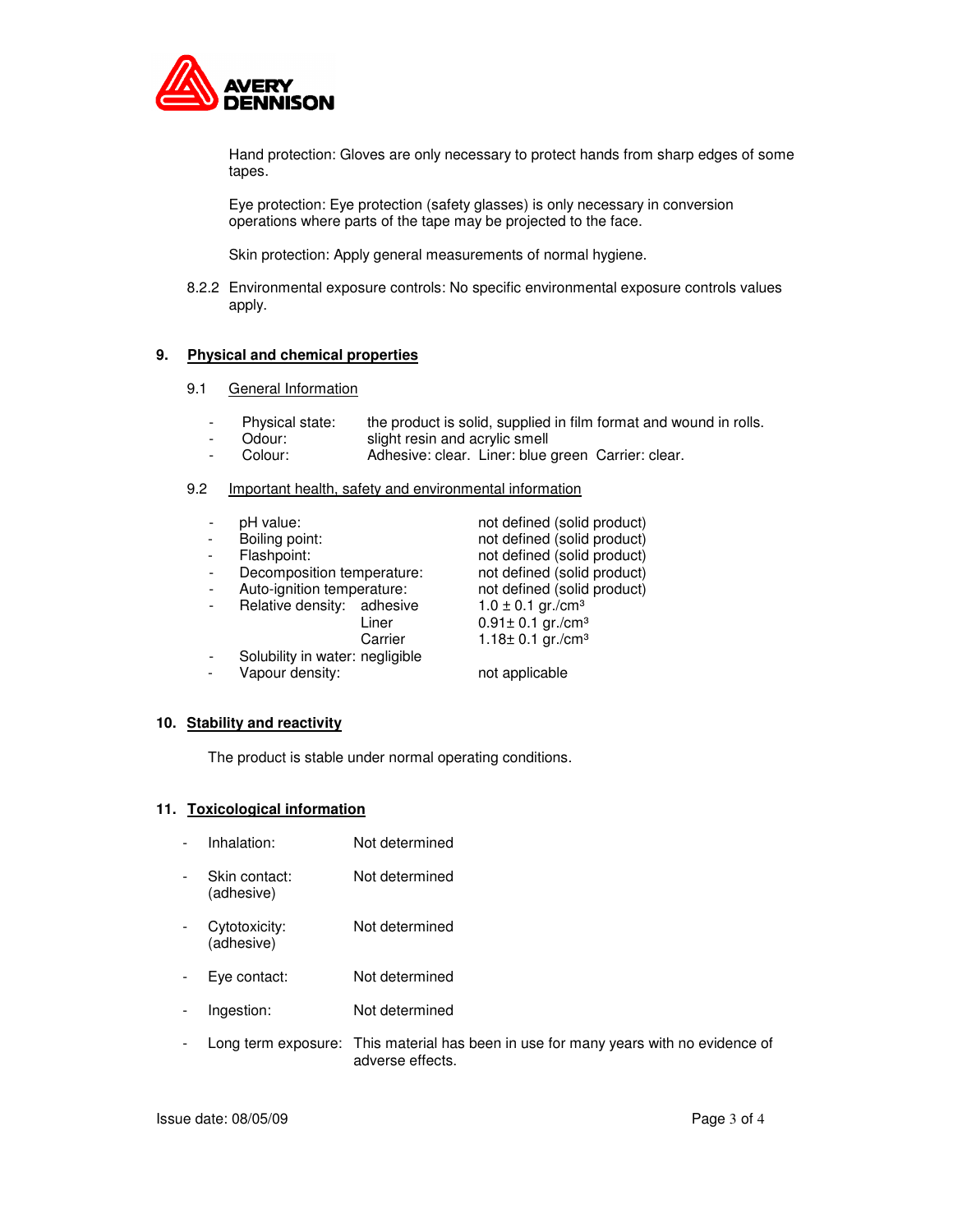Hand protection: Gloves are only necessary to protect hands from sharp edges of some tapes.

Eye protection: Eye protection (safety glasses) is only necessary in conversion operations where parts of the tape may be projected to the face.

Skin protection: Apply general measurements of normal hygiene.

8.2.2 Environmental exposure controls: No specific environmental exposure controls values apply.

## 9. Physical and chemical properties

### 9.1 General Information

- Physical state: the product is solid, supplied in film format and wound in rolls.
- Odour: slight resin and acrylic smell
- Colour: Adhesive: clear. Liner: blue green Carrier: clear.

### 9.2 Important health, safety and environmental information

- pH value: not defined (solid product)
- Boiling point: not defined (solid product)
- Flashpoint: not defined (solid product)
- Decomposition temperature: not defined (solid product)
- Auto-ignition temperature: not defined (solid product)
- Relative density:
  - adhesive: 1.0 ± 0.1 gr./cm³
  - Liner: 0.91± 0.1 gr./cm³
  - Carrier: 1.18± 0.1 gr./cm³
- Solubility in water: negligible
- Vapour density: not applicable

## 10. Stability and reactivity

The product is stable under normal operating conditions.

## 11. Toxicological information

- Inhalation: Not determined
- Skin contact: (adhesive) Not determined
- Cytotoxicity: (adhesive) Not determined
- Eye contact: Not determined
- Ingestion: Not determined
- Long term exposure: This material has been in use for many years with no evidence of adverse effects.

Issue date: 08/05/09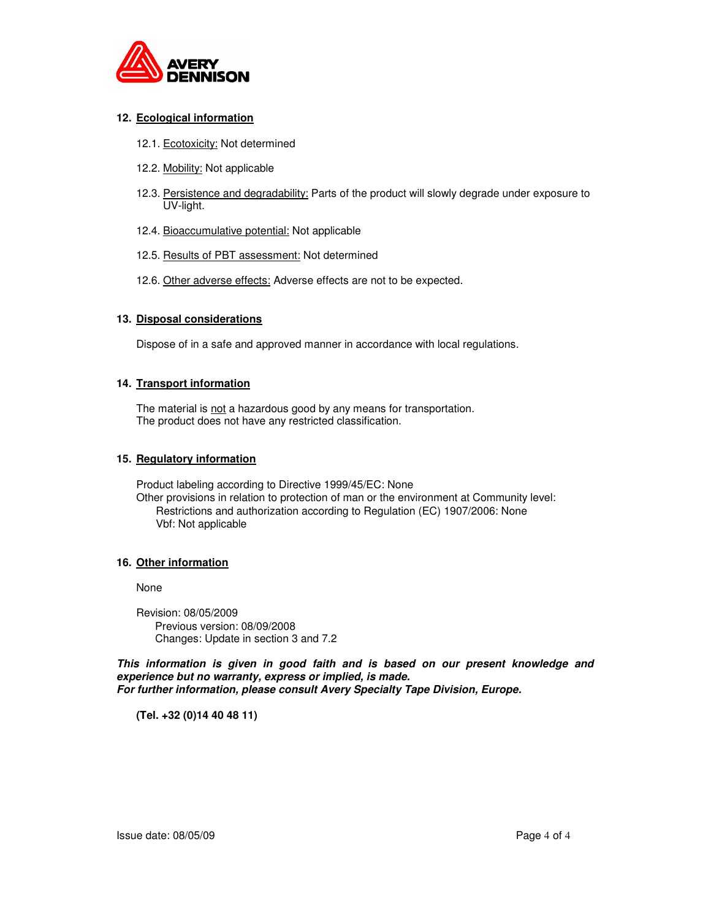## 12. Ecological information

12.1. Ecotoxicity: Not determined

12.2. Mobility: Not applicable

12.3. Persistence and degradability: Parts of the product will slowly degrade under exposure to UV-light.

12.4. Bioaccumulative potential: Not applicable

12.5. Results of PBT assessment: Not determined

12.6. Other adverse effects: Adverse effects are not to be expected.

## 13. Disposal considerations

Dispose of in a safe and approved manner in accordance with local regulations.

## 14. Transport information

The material is not a hazardous good by any means for transportation.
The product does not have any restricted classification.

## 15. Regulatory information

Product labeling according to Directive 1999/45/EC: None
Other provisions in relation to protection of man or the environment at Community level:
Restrictions and authorization according to Regulation (EC) 1907/2006: None
Vbf: Not applicable

## 16. Other information

None

Revision: 08/05/2009
Previous version: 08/09/2008
Changes: Update in section 3 and 7.2

***This information is given in good faith and is based on our present knowledge and experience but no warranty, express or implied, is made.***
***For further information, please consult Avery Specialty Tape Division, Europe.***

**(Tel. +32 (0)14 40 48 11)**

Issue date: 08/05/09